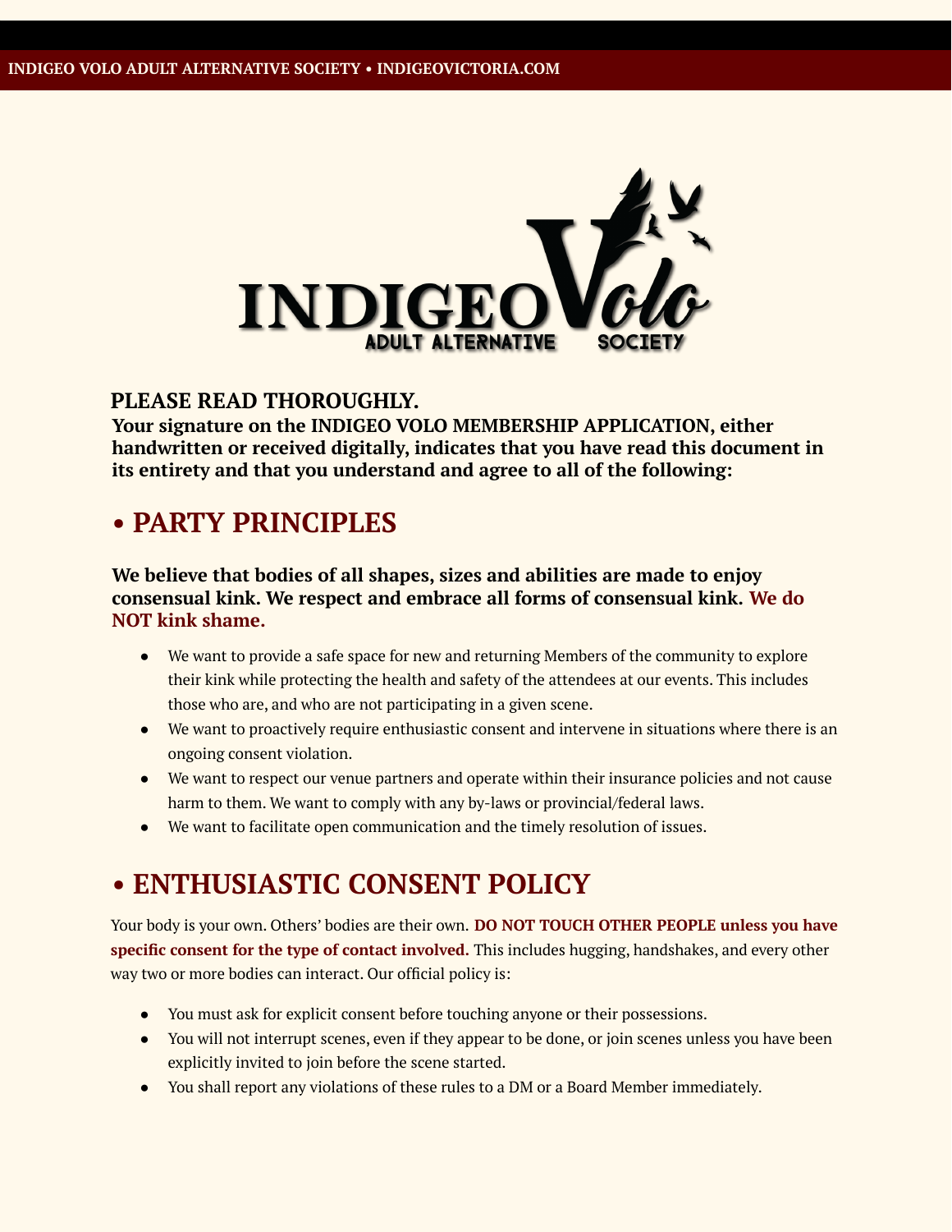# INDIGEO Volo ADULT ALTERNATIVE SOCIETY

**PLEASE READ THOROUGHLY.**

**Your signature on the INDIGEO VOLO MEMBERSHIP APPLICATION, either handwritten or received digitally, indicates that you have read this document in its entirety and that you understand and agree to all of the following:**

## • PARTY PRINCIPLES

**We believe that bodies of all shapes, sizes and abilities are made to enjoy consensual kink. We respect and embrace all forms of consensual kink. We do NOT kink shame.**

- We want to provide a safe space for new and returning Members of the community to explore their kink while protecting the health and safety of the attendees at our events. This includes those who are, and who are not participating in a given scene.
- We want to proactively require enthusiastic consent and intervene in situations where there is an ongoing consent violation.
- We want to respect our venue partners and operate within their insurance policies and not cause harm to them. We want to comply with any by-laws or provincial/federal laws.
- We want to facilitate open communication and the timely resolution of issues.

## • ENTHUSIASTIC CONSENT POLICY

Your body is your own. Others' bodies are their own. **DO NOT TOUCH OTHER PEOPLE unless you have specific consent for the type of contact involved.** This includes hugging, handshakes, and every other way two or more bodies can interact. Our official policy is:

- You must ask for explicit consent before touching anyone or their possessions.
- You will not interrupt scenes, even if they appear to be done, or join scenes unless you have been explicitly invited to join before the scene started.
- You shall report any violations of these rules to a DM or a Board Member immediately.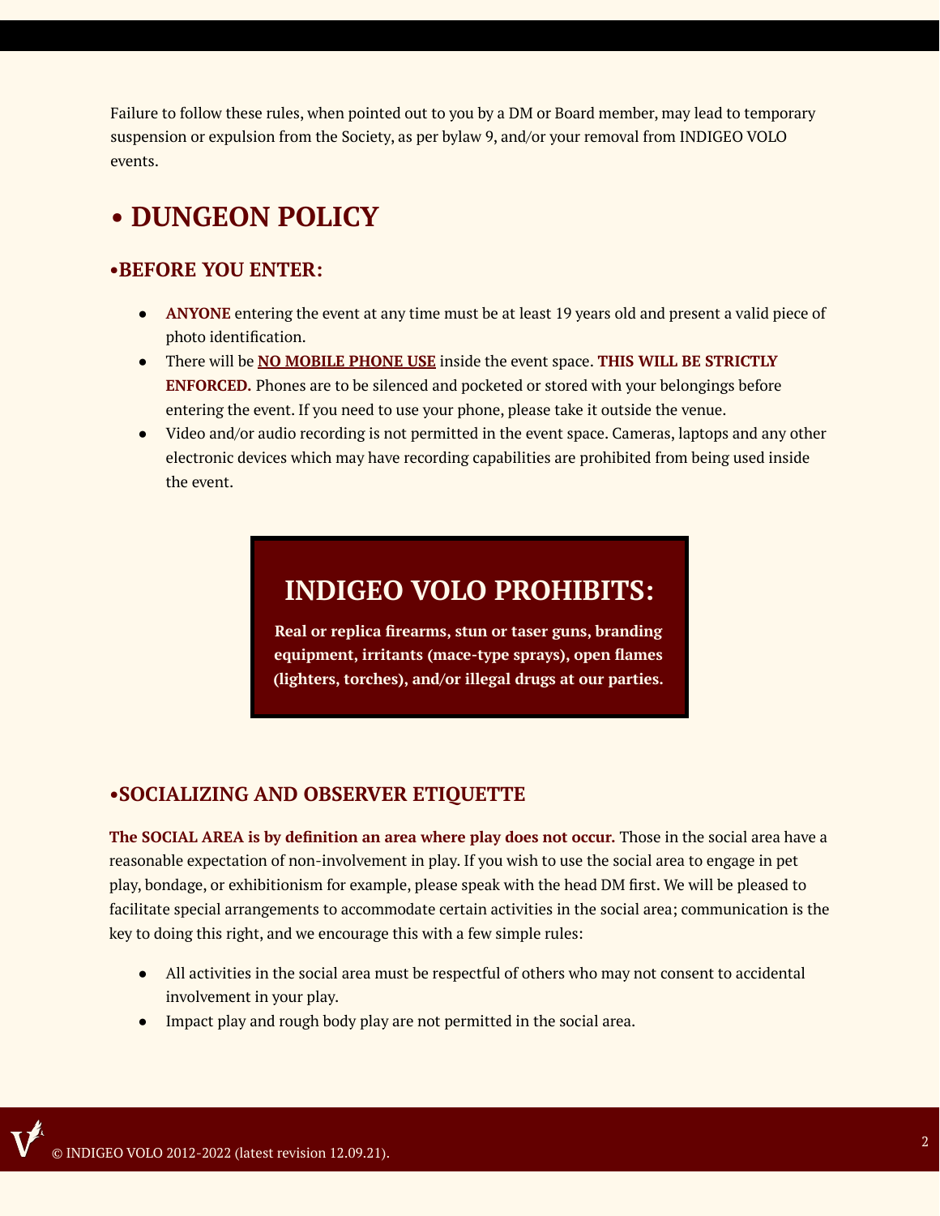Failure to follow these rules, when pointed out to you by a DM or Board member, may lead to temporary suspension or expulsion from the Society, as per bylaw 9, and/or your removal from INDIGEO VOLO events.

# • DUNGEON POLICY

## •BEFORE YOU ENTER:

- **ANYONE** entering the event at any time must be at least 19 years old and present a valid piece of photo identification.
- There will be **NO MOBILE PHONE USE** inside the event space. **THIS WILL BE STRICTLY ENFORCED.** Phones are to be silenced and pocketed or stored with your belongings before entering the event. If you need to use your phone, please take it outside the venue.
- Video and/or audio recording is not permitted in the event space. Cameras, laptops and any other electronic devices which may have recording capabilities are prohibited from being used inside the event.

> ## INDIGEO VOLO PROHIBITS:
>
> **Real or replica firearms, stun or taser guns, branding equipment, irritants (mace-type sprays), open flames (lighters, torches), and/or illegal drugs at our parties.**

## •SOCIALIZING AND OBSERVER ETIQUETTE

**The SOCIAL AREA is by definition an area where play does not occur.** Those in the social area have a reasonable expectation of non-involvement in play. If you wish to use the social area to engage in pet play, bondage, or exhibitionism for example, please speak with the head DM first. We will be pleased to facilitate special arrangements to accommodate certain activities in the social area; communication is the key to doing this right, and we encourage this with a few simple rules:

- All activities in the social area must be respectful of others who may not consent to accidental involvement in your play.
- Impact play and rough body play are not permitted in the social area.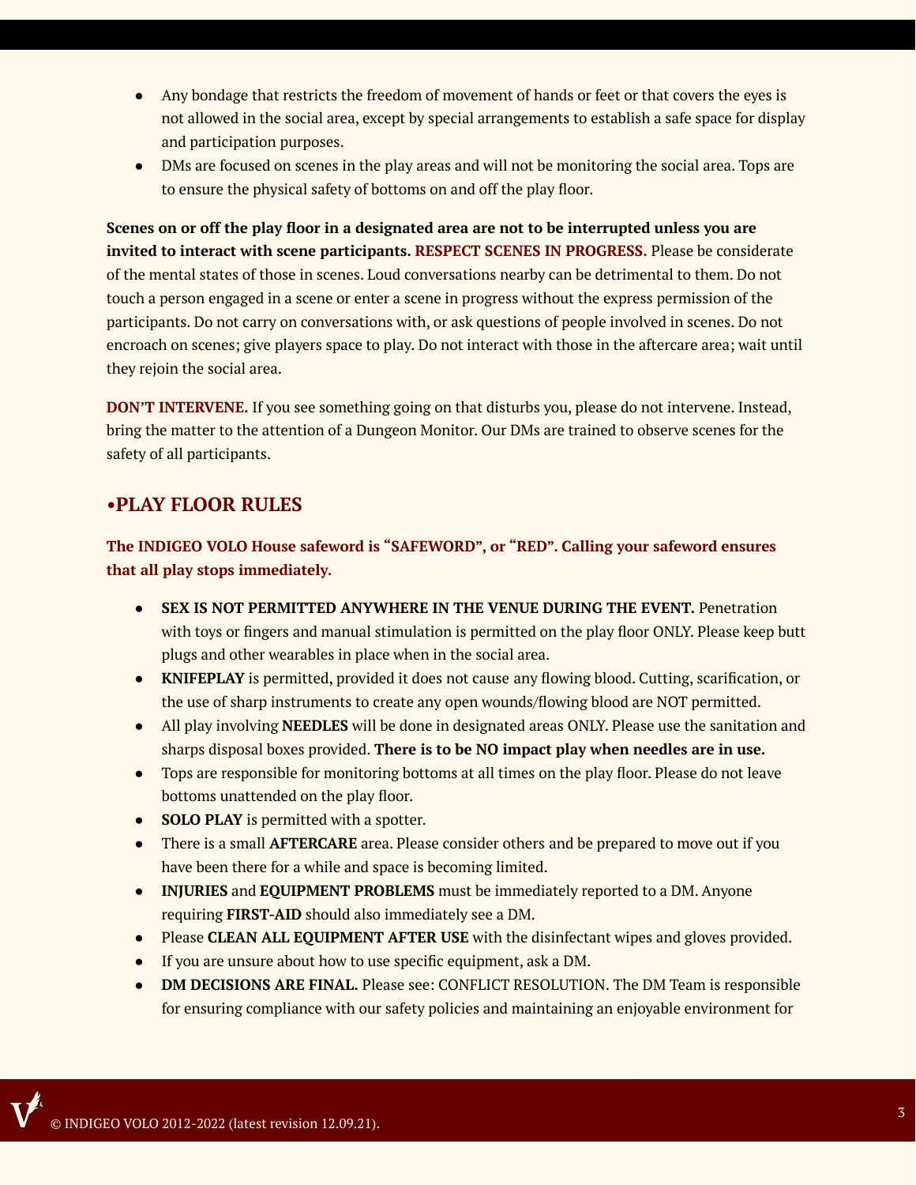- Any bondage that restricts the freedom of movement of hands or feet or that covers the eyes is not allowed in the social area, except by special arrangements to establish a safe space for display and participation purposes.
- DMs are focused on scenes in the play areas and will not be monitoring the social area. Tops are to ensure the physical safety of bottoms on and off the play floor.

**Scenes on or off the play floor in a designated area are not to be interrupted unless you are invited to interact with scene participants. RESPECT SCENES IN PROGRESS.** Please be considerate of the mental states of those in scenes. Loud conversations nearby can be detrimental to them. Do not touch a person engaged in a scene or enter a scene in progress without the express permission of the participants. Do not carry on conversations with, or ask questions of people involved in scenes. Do not encroach on scenes; give players space to play. Do not interact with those in the aftercare area; wait until they rejoin the social area.

**DON'T INTERVENE.** If you see something going on that disturbs you, please do not intervene. Instead, bring the matter to the attention of a Dungeon Monitor. Our DMs are trained to observe scenes for the safety of all participants.

## •PLAY FLOOR RULES

**The INDIGEO VOLO House safeword is "SAFEWORD", or "RED". Calling your safeword ensures that all play stops immediately.**

- **SEX IS NOT PERMITTED ANYWHERE IN THE VENUE DURING THE EVENT.** Penetration with toys or fingers and manual stimulation is permitted on the play floor ONLY. Please keep butt plugs and other wearables in place when in the social area.
- **KNIFEPLAY** is permitted, provided it does not cause any flowing blood. Cutting, scarification, or the use of sharp instruments to create any open wounds/flowing blood are NOT permitted.
- All play involving **NEEDLES** will be done in designated areas ONLY. Please use the sanitation and sharps disposal boxes provided. **There is to be NO impact play when needles are in use.**
- Tops are responsible for monitoring bottoms at all times on the play floor. Please do not leave bottoms unattended on the play floor.
- **SOLO PLAY** is permitted with a spotter.
- There is a small **AFTERCARE** area. Please consider others and be prepared to move out if you have been there for a while and space is becoming limited.
- **INJURIES** and **EQUIPMENT PROBLEMS** must be immediately reported to a DM. Anyone requiring **FIRST-AID** should also immediately see a DM.
- Please **CLEAN ALL EQUIPMENT AFTER USE** with the disinfectant wipes and gloves provided.
- If you are unsure about how to use specific equipment, ask a DM.
- **DM DECISIONS ARE FINAL.** Please see: CONFLICT RESOLUTION. The DM Team is responsible for ensuring compliance with our safety policies and maintaining an enjoyable environment for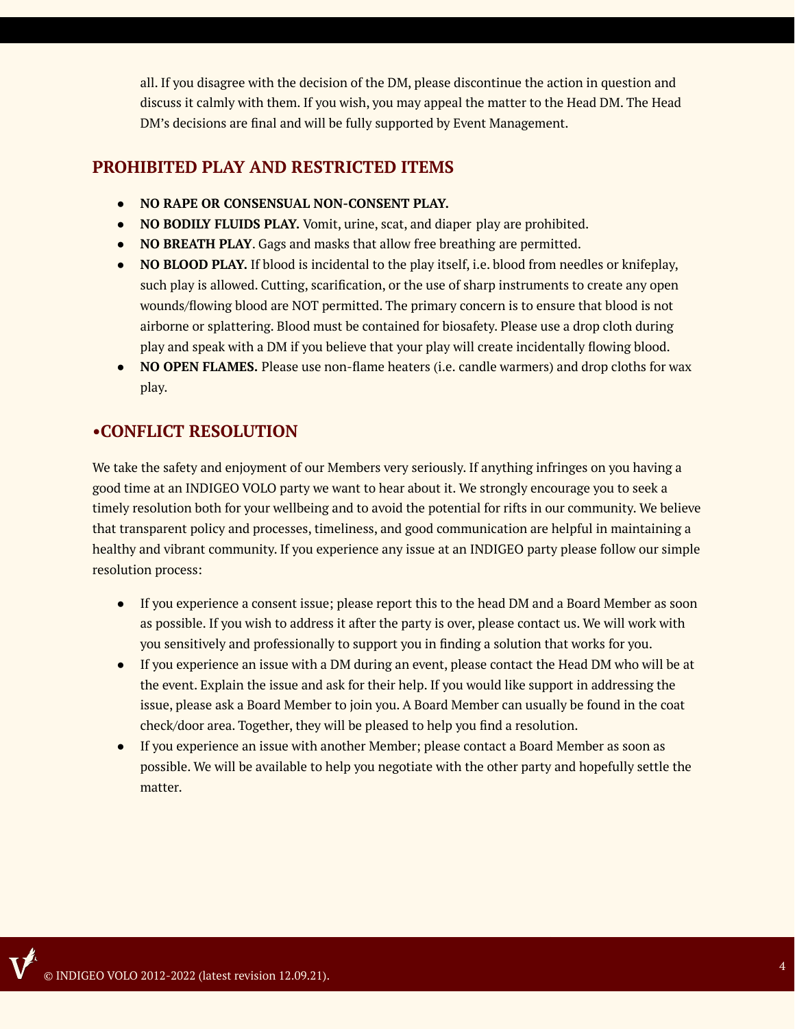all. If you disagree with the decision of the DM, please discontinue the action in question and discuss it calmly with them. If you wish, you may appeal the matter to the Head DM. The Head DM's decisions are final and will be fully supported by Event Management.

## PROHIBITED PLAY AND RESTRICTED ITEMS

- **NO RAPE OR CONSENSUAL NON-CONSENT PLAY.**
- **NO BODILY FLUIDS PLAY.** Vomit, urine, scat, and diaper play are prohibited.
- **NO BREATH PLAY**. Gags and masks that allow free breathing are permitted.
- **NO BLOOD PLAY.** If blood is incidental to the play itself, i.e. blood from needles or knifeplay, such play is allowed. Cutting, scarification, or the use of sharp instruments to create any open wounds/flowing blood are NOT permitted. The primary concern is to ensure that blood is not airborne or splattering. Blood must be contained for biosafety. Please use a drop cloth during play and speak with a DM if you believe that your play will create incidentally flowing blood.
- **NO OPEN FLAMES.** Please use non-flame heaters (i.e. candle warmers) and drop cloths for wax play.

## •CONFLICT RESOLUTION

We take the safety and enjoyment of our Members very seriously. If anything infringes on you having a good time at an INDIGEO VOLO party we want to hear about it. We strongly encourage you to seek a timely resolution both for your wellbeing and to avoid the potential for rifts in our community. We believe that transparent policy and processes, timeliness, and good communication are helpful in maintaining a healthy and vibrant community. If you experience any issue at an INDIGEO party please follow our simple resolution process:

- If you experience a consent issue; please report this to the head DM and a Board Member as soon as possible. If you wish to address it after the party is over, please contact us. We will work with you sensitively and professionally to support you in finding a solution that works for you.
- If you experience an issue with a DM during an event, please contact the Head DM who will be at the event. Explain the issue and ask for their help. If you would like support in addressing the issue, please ask a Board Member to join you. A Board Member can usually be found in the coat check/door area. Together, they will be pleased to help you find a resolution.
- If you experience an issue with another Member; please contact a Board Member as soon as possible. We will be available to help you negotiate with the other party and hopefully settle the matter.